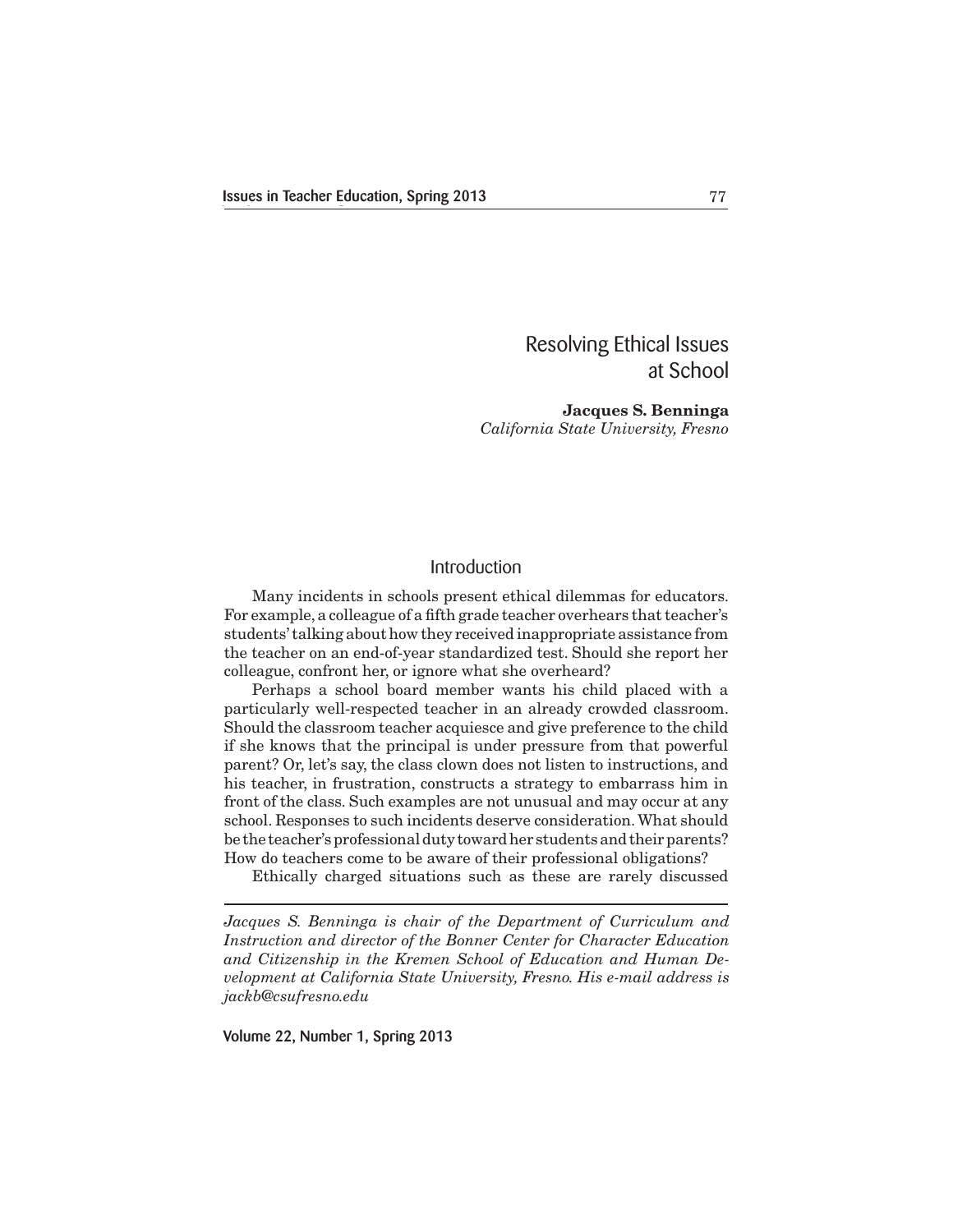# Resolving Ethical Issues at School

**Jacques S. Benninga**
*California State University, Fresno*

## Introduction

Many incidents in schools present ethical dilemmas for educators. For example, a colleague of a fifth grade teacher overhears that teacher's students' talking about how they received inappropriate assistance from the teacher on an end-of-year standardized test. Should she report her colleague, confront her, or ignore what she overheard?

Perhaps a school board member wants his child placed with a particularly well-respected teacher in an already crowded classroom. Should the classroom teacher acquiesce and give preference to the child if she knows that the principal is under pressure from that powerful parent? Or, let's say, the class clown does not listen to instructions, and his teacher, in frustration, constructs a strategy to embarrass him in front of the class. Such examples are not unusual and may occur at any school. Responses to such incidents deserve consideration. What should be the teacher's professional duty toward her students and their parents? How do teachers come to be aware of their professional obligations?

Ethically charged situations such as these are rarely discussed

---

*Jacques S. Benninga is chair of the Department of Curriculum and Instruction and director of the Bonner Center for Character Education and Citizenship in the Kremen School of Education and Human Development at California State University, Fresno. His e-mail address is jackb@csufresno.edu*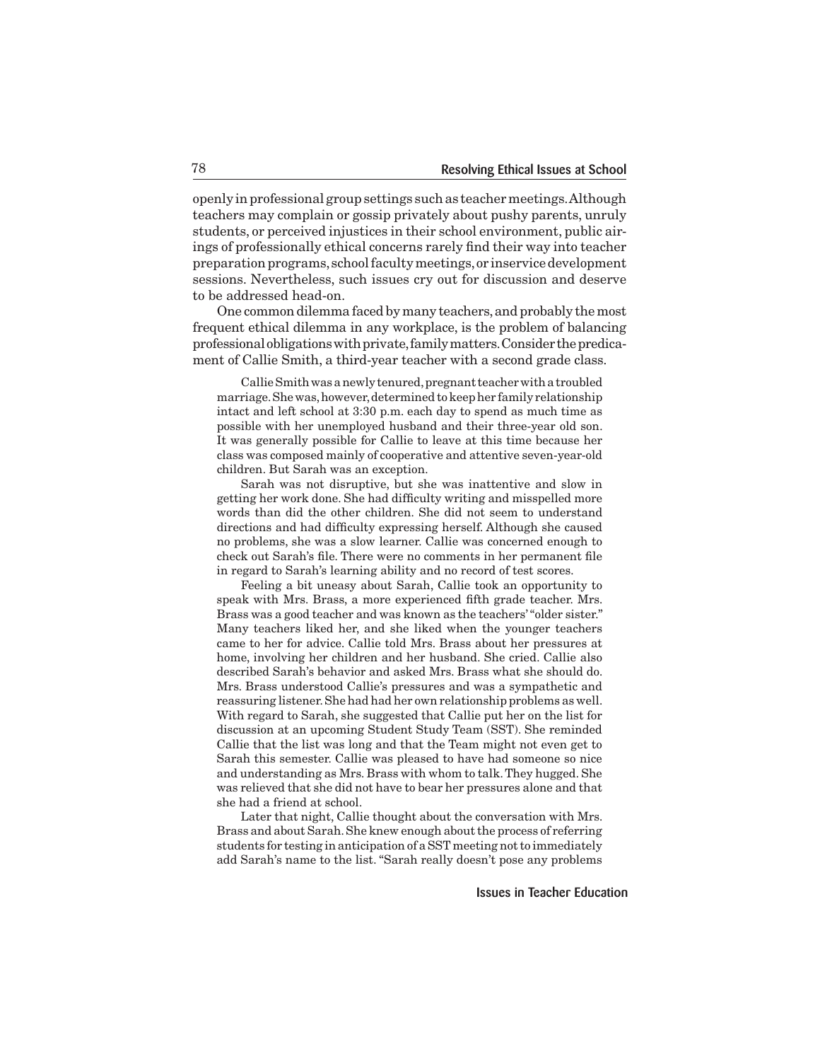openly in professional group settings such as teacher meetings. Although teachers may complain or gossip privately about pushy parents, unruly students, or perceived injustices in their school environment, public airings of professionally ethical concerns rarely find their way into teacher preparation programs, school faculty meetings, or inservice development sessions. Nevertheless, such issues cry out for discussion and deserve to be addressed head-on.

One common dilemma faced by many teachers, and probably the most frequent ethical dilemma in any workplace, is the problem of balancing professional obligations with private, family matters. Consider the predicament of Callie Smith, a third-year teacher with a second grade class.

> Callie Smith was a newly tenured, pregnant teacher with a troubled marriage. She was, however, determined to keep her family relationship intact and left school at 3:30 p.m. each day to spend as much time as possible with her unemployed husband and their three-year old son. It was generally possible for Callie to leave at this time because her class was composed mainly of cooperative and attentive seven-year-old children. But Sarah was an exception.
>
> Sarah was not disruptive, but she was inattentive and slow in getting her work done. She had difficulty writing and misspelled more words than did the other children. She did not seem to understand directions and had difficulty expressing herself. Although she caused no problems, she was a slow learner. Callie was concerned enough to check out Sarah's file. There were no comments in her permanent file in regard to Sarah's learning ability and no record of test scores.
>
> Feeling a bit uneasy about Sarah, Callie took an opportunity to speak with Mrs. Brass, a more experienced fifth grade teacher. Mrs. Brass was a good teacher and was known as the teachers' "older sister." Many teachers liked her, and she liked when the younger teachers came to her for advice. Callie told Mrs. Brass about her pressures at home, involving her children and her husband. She cried. Callie also described Sarah's behavior and asked Mrs. Brass what she should do. Mrs. Brass understood Callie's pressures and was a sympathetic and reassuring listener. She had had her own relationship problems as well. With regard to Sarah, she suggested that Callie put her on the list for discussion at an upcoming Student Study Team (SST). She reminded Callie that the list was long and that the Team might not even get to Sarah this semester. Callie was pleased to have had someone so nice and understanding as Mrs. Brass with whom to talk. They hugged. She was relieved that she did not have to bear her pressures alone and that she had a friend at school.
>
> Later that night, Callie thought about the conversation with Mrs. Brass and about Sarah. She knew enough about the process of referring students for testing in anticipation of a SST meeting not to immediately add Sarah's name to the list. "Sarah really doesn't pose any problems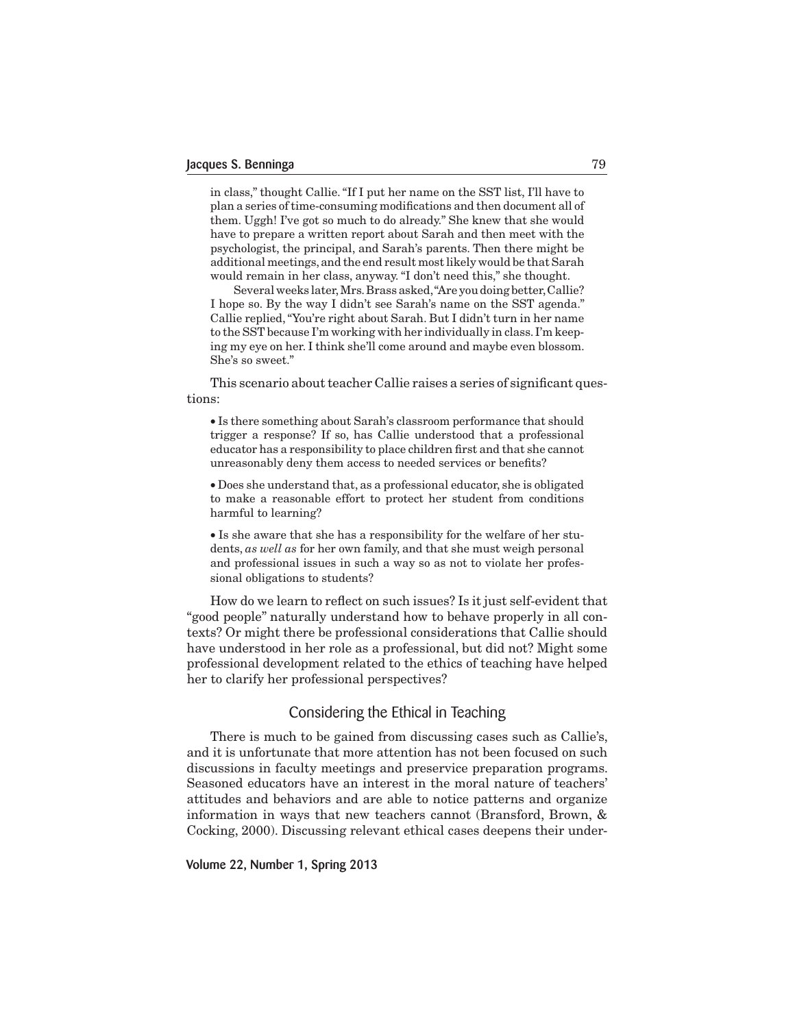in class," thought Callie. "If I put her name on the SST list, I'll have to plan a series of time-consuming modifications and then document all of them. Uggh! I've got so much to do already." She knew that she would have to prepare a written report about Sarah and then meet with the psychologist, the principal, and Sarah's parents. Then there might be additional meetings, and the end result most likely would be that Sarah would remain in her class, anyway. "I don't need this," she thought.

Several weeks later, Mrs. Brass asked, "Are you doing better, Callie? I hope so. By the way I didn't see Sarah's name on the SST agenda." Callie replied, "You're right about Sarah. But I didn't turn in her name to the SST because I'm working with her individually in class. I'm keeping my eye on her. I think she'll come around and maybe even blossom. She's so sweet."

This scenario about teacher Callie raises a series of significant questions:

- Is there something about Sarah's classroom performance that should trigger a response? If so, has Callie understood that a professional educator has a responsibility to place children first and that she cannot unreasonably deny them access to needed services or benefits?

- Does she understand that, as a professional educator, she is obligated to make a reasonable effort to protect her student from conditions harmful to learning?

- Is she aware that she has a responsibility for the welfare of her students, *as well as* for her own family, and that she must weigh personal and professional issues in such a way so as not to violate her professional obligations to students?

How do we learn to reflect on such issues? Is it just self-evident that "good people" naturally understand how to behave properly in all contexts? Or might there be professional considerations that Callie should have understood in her role as a professional, but did not? Might some professional development related to the ethics of teaching have helped her to clarify her professional perspectives?

## Considering the Ethical in Teaching

There is much to be gained from discussing cases such as Callie's, and it is unfortunate that more attention has not been focused on such discussions in faculty meetings and preservice preparation programs. Seasoned educators have an interest in the moral nature of teachers' attitudes and behaviors and are able to notice patterns and organize information in ways that new teachers cannot (Bransford, Brown, & Cocking, 2000). Discussing relevant ethical cases deepens their under-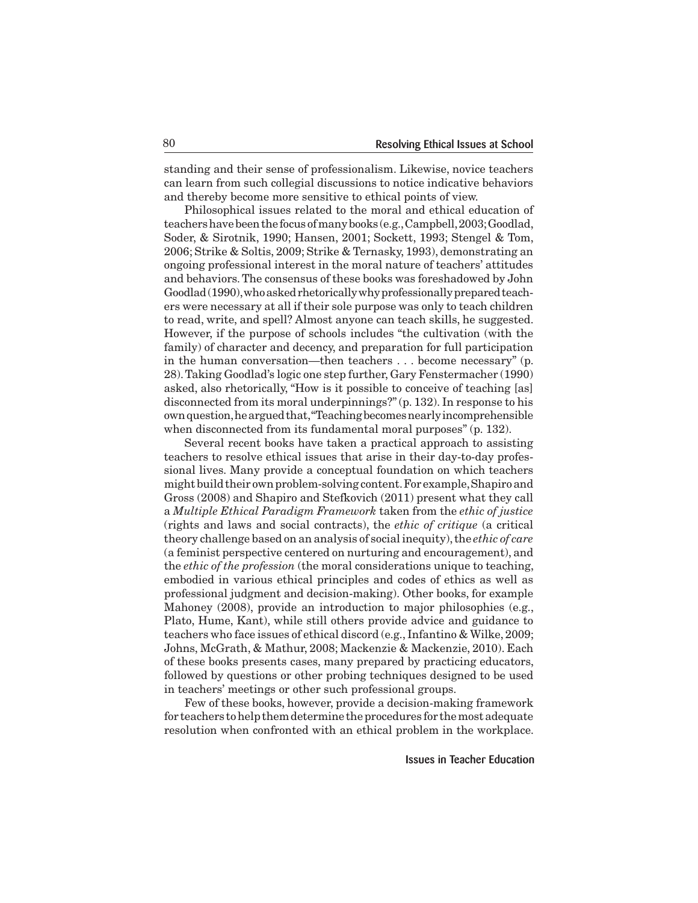standing and their sense of professionalism. Likewise, novice teachers can learn from such collegial discussions to notice indicative behaviors and thereby become more sensitive to ethical points of view.

Philosophical issues related to the moral and ethical education of teachers have been the focus of many books (e.g., Campbell, 2003; Goodlad, Soder, & Sirotnik, 1990; Hansen, 2001; Sockett, 1993; Stengel & Tom, 2006; Strike & Soltis, 2009; Strike & Ternasky, 1993), demonstrating an ongoing professional interest in the moral nature of teachers' attitudes and behaviors. The consensus of these books was foreshadowed by John Goodlad (1990), who asked rhetorically why professionally prepared teachers were necessary at all if their sole purpose was only to teach children to read, write, and spell? Almost anyone can teach skills, he suggested. However, if the purpose of schools includes "the cultivation (with the family) of character and decency, and preparation for full participation in the human conversation—then teachers . . . become necessary" (p. 28). Taking Goodlad's logic one step further, Gary Fenstermacher (1990) asked, also rhetorically, "How is it possible to conceive of teaching [as] disconnected from its moral underpinnings?" (p. 132). In response to his own question, he argued that, "Teaching becomes nearly incomprehensible when disconnected from its fundamental moral purposes" (p. 132).

Several recent books have taken a practical approach to assisting teachers to resolve ethical issues that arise in their day-to-day professional lives. Many provide a conceptual foundation on which teachers might build their own problem-solving content. For example, Shapiro and Gross (2008) and Shapiro and Stefkovich (2011) present what they call a *Multiple Ethical Paradigm Framework* taken from the *ethic of justice* (rights and laws and social contracts), the *ethic of critique* (a critical theory challenge based on an analysis of social inequity), the *ethic of care* (a feminist perspective centered on nurturing and encouragement), and the *ethic of the profession* (the moral considerations unique to teaching, embodied in various ethical principles and codes of ethics as well as professional judgment and decision-making). Other books, for example Mahoney (2008), provide an introduction to major philosophies (e.g., Plato, Hume, Kant), while still others provide advice and guidance to teachers who face issues of ethical discord (e.g., Infantino & Wilke, 2009; Johns, McGrath, & Mathur, 2008; Mackenzie & Mackenzie, 2010). Each of these books presents cases, many prepared by practicing educators, followed by questions or other probing techniques designed to be used in teachers' meetings or other such professional groups.

Few of these books, however, provide a decision-making framework for teachers to help them determine the procedures for the most adequate resolution when confronted with an ethical problem in the workplace.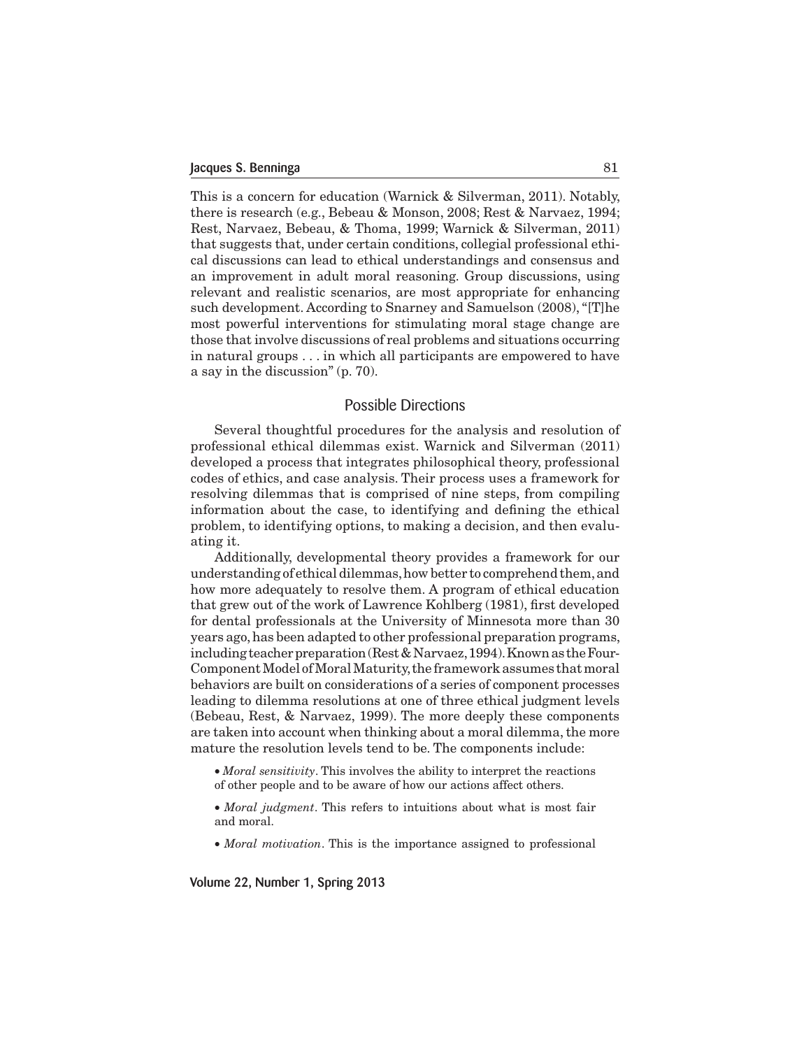This is a concern for education (Warnick & Silverman, 2011). Notably, there is research (e.g., Bebeau & Monson, 2008; Rest & Narvaez, 1994; Rest, Narvaez, Bebeau, & Thoma, 1999; Warnick & Silverman, 2011) that suggests that, under certain conditions, collegial professional ethical discussions can lead to ethical understandings and consensus and an improvement in adult moral reasoning. Group discussions, using relevant and realistic scenarios, are most appropriate for enhancing such development. According to Snarney and Samuelson (2008), "[T]he most powerful interventions for stimulating moral stage change are those that involve discussions of real problems and situations occurring in natural groups . . . in which all participants are empowered to have a say in the discussion" (p. 70).

## Possible Directions

Several thoughtful procedures for the analysis and resolution of professional ethical dilemmas exist. Warnick and Silverman (2011) developed a process that integrates philosophical theory, professional codes of ethics, and case analysis. Their process uses a framework for resolving dilemmas that is comprised of nine steps, from compiling information about the case, to identifying and defining the ethical problem, to identifying options, to making a decision, and then evaluating it.

Additionally, developmental theory provides a framework for our understanding of ethical dilemmas, how better to comprehend them, and how more adequately to resolve them. A program of ethical education that grew out of the work of Lawrence Kohlberg (1981), first developed for dental professionals at the University of Minnesota more than 30 years ago, has been adapted to other professional preparation programs, including teacher preparation (Rest & Narvaez, 1994). Known as the Four-Component Model of Moral Maturity, the framework assumes that moral behaviors are built on considerations of a series of component processes leading to dilemma resolutions at one of three ethical judgment levels (Bebeau, Rest, & Narvaez, 1999). The more deeply these components are taken into account when thinking about a moral dilemma, the more mature the resolution levels tend to be. The components include:

- *Moral sensitivity*. This involves the ability to interpret the reactions of other people and to be aware of how our actions affect others.
- *Moral judgment*. This refers to intuitions about what is most fair and moral.
- *Moral motivation*. This is the importance assigned to professional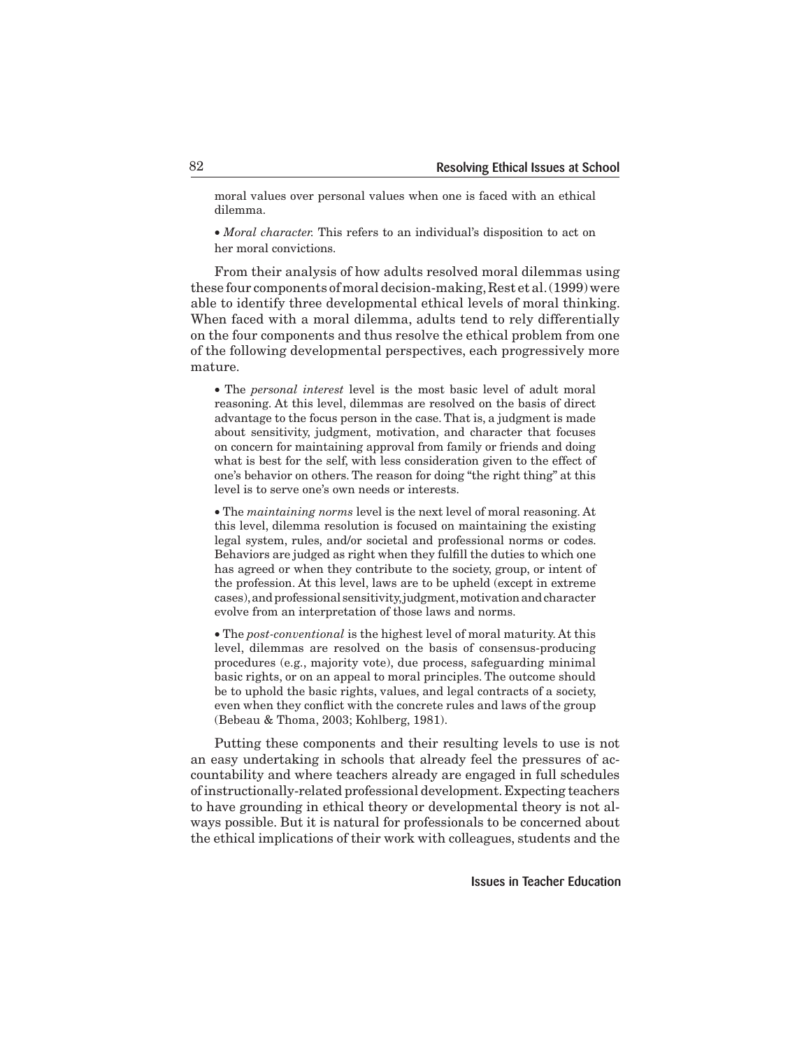moral values over personal values when one is faced with an ethical dilemma.

- *Moral character.* This refers to an individual's disposition to act on her moral convictions.

From their analysis of how adults resolved moral dilemmas using these four components of moral decision-making, Rest et al. (1999) were able to identify three developmental ethical levels of moral thinking. When faced with a moral dilemma, adults tend to rely differentially on the four components and thus resolve the ethical problem from one of the following developmental perspectives, each progressively more mature.

- The *personal interest* level is the most basic level of adult moral reasoning. At this level, dilemmas are resolved on the basis of direct advantage to the focus person in the case. That is, a judgment is made about sensitivity, judgment, motivation, and character that focuses on concern for maintaining approval from family or friends and doing what is best for the self, with less consideration given to the effect of one's behavior on others. The reason for doing "the right thing" at this level is to serve one's own needs or interests.

- The *maintaining norms* level is the next level of moral reasoning. At this level, dilemma resolution is focused on maintaining the existing legal system, rules, and/or societal and professional norms or codes. Behaviors are judged as right when they fulfill the duties to which one has agreed or when they contribute to the society, group, or intent of the profession. At this level, laws are to be upheld (except in extreme cases), and professional sensitivity, judgment, motivation and character evolve from an interpretation of those laws and norms.

- The *post-conventional* is the highest level of moral maturity. At this level, dilemmas are resolved on the basis of consensus-producing procedures (e.g., majority vote), due process, safeguarding minimal basic rights, or on an appeal to moral principles. The outcome should be to uphold the basic rights, values, and legal contracts of a society, even when they conflict with the concrete rules and laws of the group (Bebeau & Thoma, 2003; Kohlberg, 1981).

Putting these components and their resulting levels to use is not an easy undertaking in schools that already feel the pressures of accountability and where teachers already are engaged in full schedules of instructionally-related professional development. Expecting teachers to have grounding in ethical theory or developmental theory is not always possible. But it is natural for professionals to be concerned about the ethical implications of their work with colleagues, students and the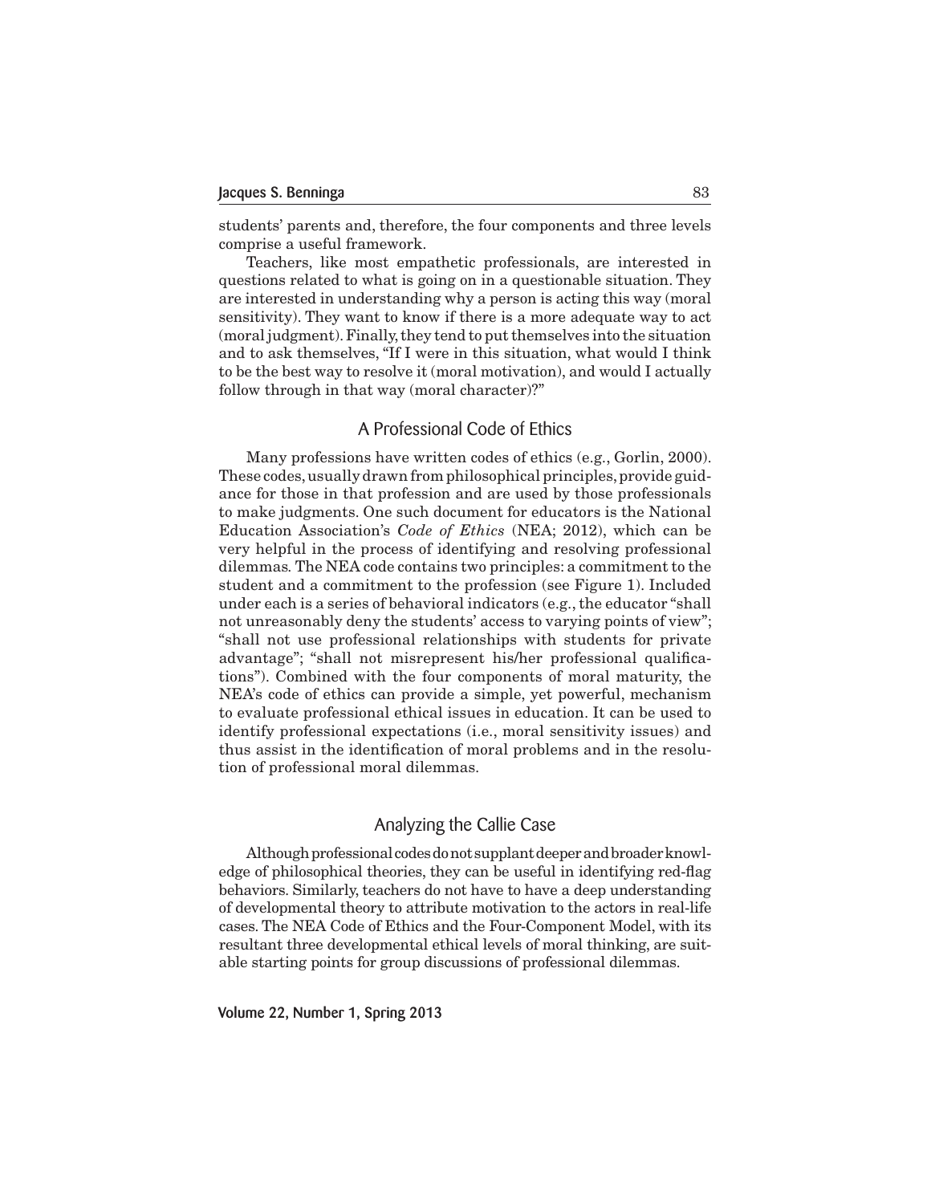students' parents and, therefore, the four components and three levels comprise a useful framework.

Teachers, like most empathetic professionals, are interested in questions related to what is going on in a questionable situation. They are interested in understanding why a person is acting this way (moral sensitivity). They want to know if there is a more adequate way to act (moral judgment). Finally, they tend to put themselves into the situation and to ask themselves, "If I were in this situation, what would I think to be the best way to resolve it (moral motivation), and would I actually follow through in that way (moral character)?"

## A Professional Code of Ethics

Many professions have written codes of ethics (e.g., Gorlin, 2000). These codes, usually drawn from philosophical principles, provide guidance for those in that profession and are used by those professionals to make judgments. One such document for educators is the National Education Association's *Code of Ethics* (NEA; 2012), which can be very helpful in the process of identifying and resolving professional dilemmas. The NEA code contains two principles: a commitment to the student and a commitment to the profession (see Figure 1). Included under each is a series of behavioral indicators (e.g., the educator "shall not unreasonably deny the students' access to varying points of view"; "shall not use professional relationships with students for private advantage"; "shall not misrepresent his/her professional qualifications"). Combined with the four components of moral maturity, the NEA's code of ethics can provide a simple, yet powerful, mechanism to evaluate professional ethical issues in education. It can be used to identify professional expectations (i.e., moral sensitivity issues) and thus assist in the identification of moral problems and in the resolution of professional moral dilemmas.

## Analyzing the Callie Case

Although professional codes do not supplant deeper and broader knowledge of philosophical theories, they can be useful in identifying red-flag behaviors. Similarly, teachers do not have to have a deep understanding of developmental theory to attribute motivation to the actors in real-life cases. The NEA Code of Ethics and the Four-Component Model, with its resultant three developmental ethical levels of moral thinking, are suitable starting points for group discussions of professional dilemmas.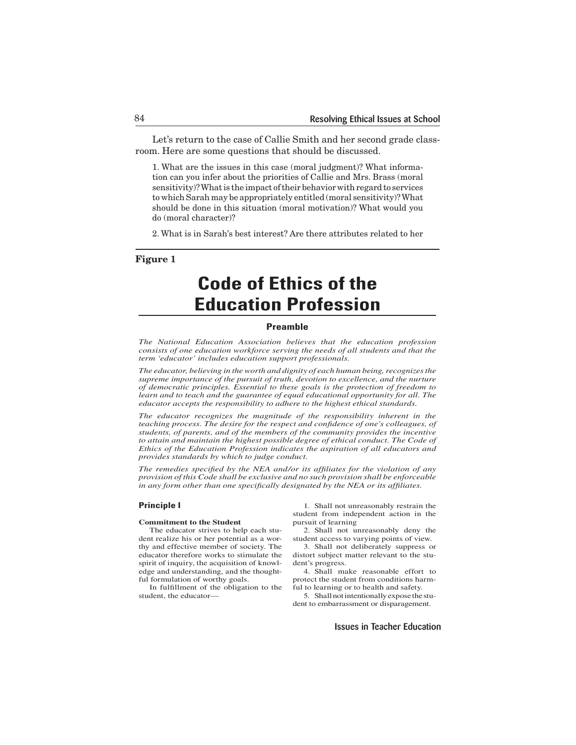Let's return to the case of Callie Smith and her second grade classroom. Here are some questions that should be discussed.

1. What are the issues in this case (moral judgment)? What information can you infer about the priorities of Callie and Mrs. Brass (moral sensitivity)? What is the impact of their behavior with regard to services to which Sarah may be appropriately entitled (moral sensitivity)? What should be done in this situation (moral motivation)? What would you do (moral character)?

2. What is in Sarah's best interest? Are there attributes related to her

---

**Figure 1**

# Code of Ethics of the Education Profession

## Preamble

*The National Education Association believes that the education profession consists of one education workforce serving the needs of all students and that the term 'educator' includes education support professionals.*

*The educator, believing in the worth and dignity of each human being, recognizes the supreme importance of the pursuit of truth, devotion to excellence, and the nurture of democratic principles. Essential to these goals is the protection of freedom to learn and to teach and the guarantee of equal educational opportunity for all. The educator accepts the responsibility to adhere to the highest ethical standards.*

*The educator recognizes the magnitude of the responsibility inherent in the teaching process. The desire for the respect and confidence of one's colleagues, of students, of parents, and of the members of the community provides the incentive to attain and maintain the highest possible degree of ethical conduct. The Code of Ethics of the Education Profession indicates the aspiration of all educators and provides standards by which to judge conduct.*

*The remedies specified by the NEA and/or its affiliates for the violation of any provision of this Code shall be exclusive and no such provision shall be enforceable in any form other than one specifically designated by the NEA or its affiliates.*

### Principle I

**Commitment to the Student**

The educator strives to help each student realize his or her potential as a worthy and effective member of society. The educator therefore works to stimulate the spirit of inquiry, the acquisition of knowledge and understanding, and the thoughtful formulation of worthy goals.

In fulfillment of the obligation to the student, the educator—

1. Shall not unreasonably restrain the student from independent action in the pursuit of learning
2. Shall not unreasonably deny the student access to varying points of view.
3. Shall not deliberately suppress or distort subject matter relevant to the student's progress.
4. Shall make reasonable effort to protect the student from conditions harmful to learning or to health and safety.
5. Shall not intentionally expose the student to embarrassment or disparagement.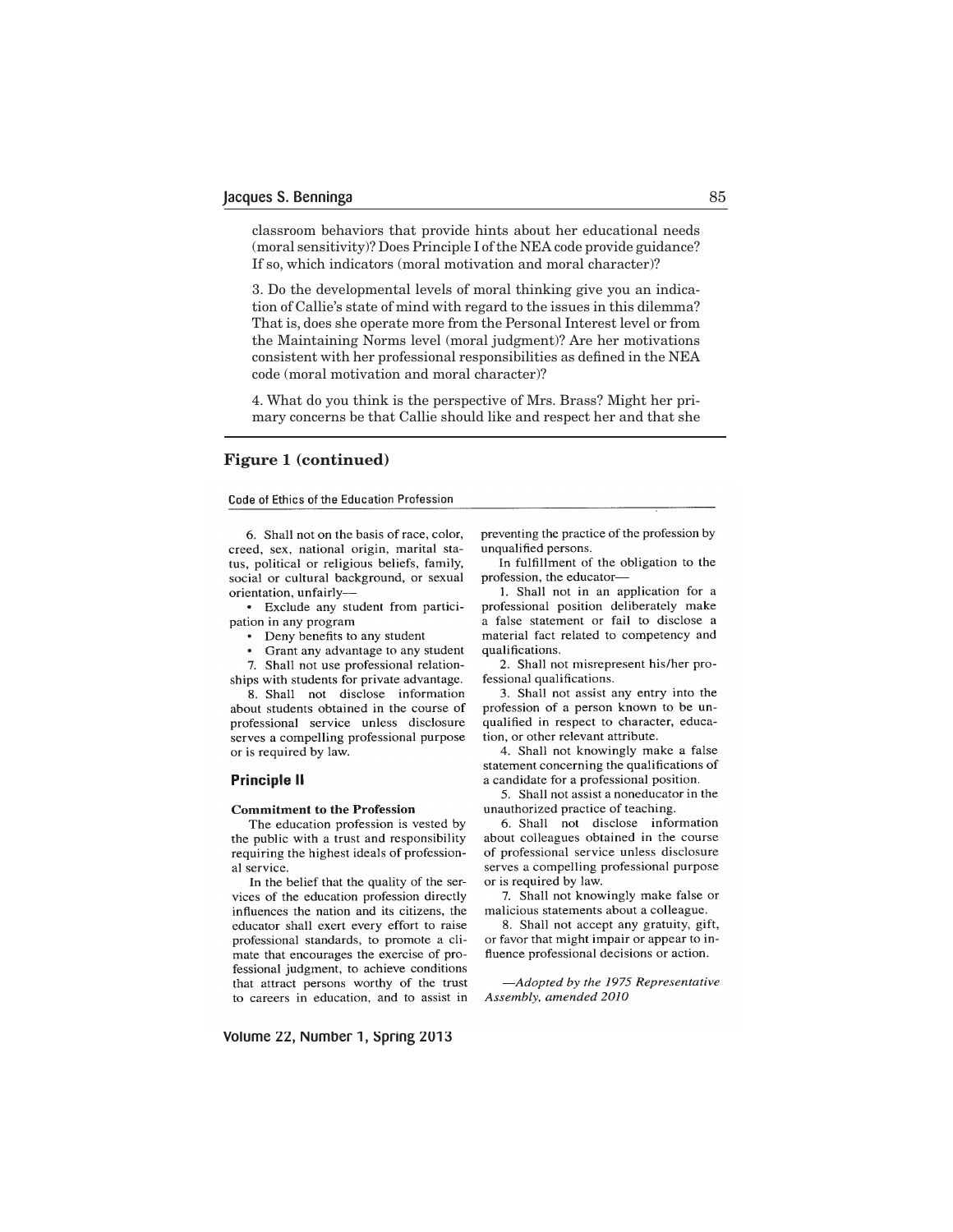classroom behaviors that provide hints about her educational needs (moral sensitivity)? Does Principle I of the NEA code provide guidance? If so, which indicators (moral motivation and moral character)?

3. Do the developmental levels of moral thinking give you an indication of Callie's state of mind with regard to the issues in this dilemma? That is, does she operate more from the Personal Interest level or from the Maintaining Norms level (moral judgment)? Are her motivations consistent with her professional responsibilities as defined in the NEA code (moral motivation and moral character)?

4. What do you think is the perspective of Mrs. Brass? Might her primary concerns be that Callie should like and respect her and that she

## Figure 1 (continued)

Code of Ethics of the Education Profession

6. Shall not on the basis of race, color, creed, sex, national origin, marital status, political or religious beliefs, family, social or cultural background, or sexual orientation, unfairly—

- Exclude any student from participation in any program
- Deny benefits to any student
- Grant any advantage to any student

7. Shall not use professional relationships with students for private advantage.

8. Shall not disclose information about students obtained in the course of professional service unless disclosure serves a compelling professional purpose or is required by law.

### Principle II

**Commitment to the Profession**

The education profession is vested by the public with a trust and responsibility requiring the highest ideals of professional service.

In the belief that the quality of the services of the education profession directly influences the nation and its citizens, the educator shall exert every effort to raise professional standards, to promote a climate that encourages the exercise of professional judgment, to achieve conditions that attract persons worthy of the trust to careers in education, and to assist in preventing the practice of the profession by unqualified persons.

In fulfillment of the obligation to the profession, the educator—

1. Shall not in an application for a professional position deliberately make a false statement or fail to disclose a material fact related to competency and qualifications.

2. Shall not misrepresent his/her professional qualifications.

3. Shall not assist any entry into the profession of a person known to be unqualified in respect to character, education, or other relevant attribute.

4. Shall not knowingly make a false statement concerning the qualifications of a candidate for a professional position.

5. Shall not assist a noneducator in the unauthorized practice of teaching.

6. Shall not disclose information about colleagues obtained in the course of professional service unless disclosure serves a compelling professional purpose or is required by law.

7. Shall not knowingly make false or malicious statements about a colleague.

8. Shall not accept any gratuity, gift, or favor that might impair or appear to influence professional decisions or action.

*—Adopted by the 1975 Representative Assembly, amended 2010*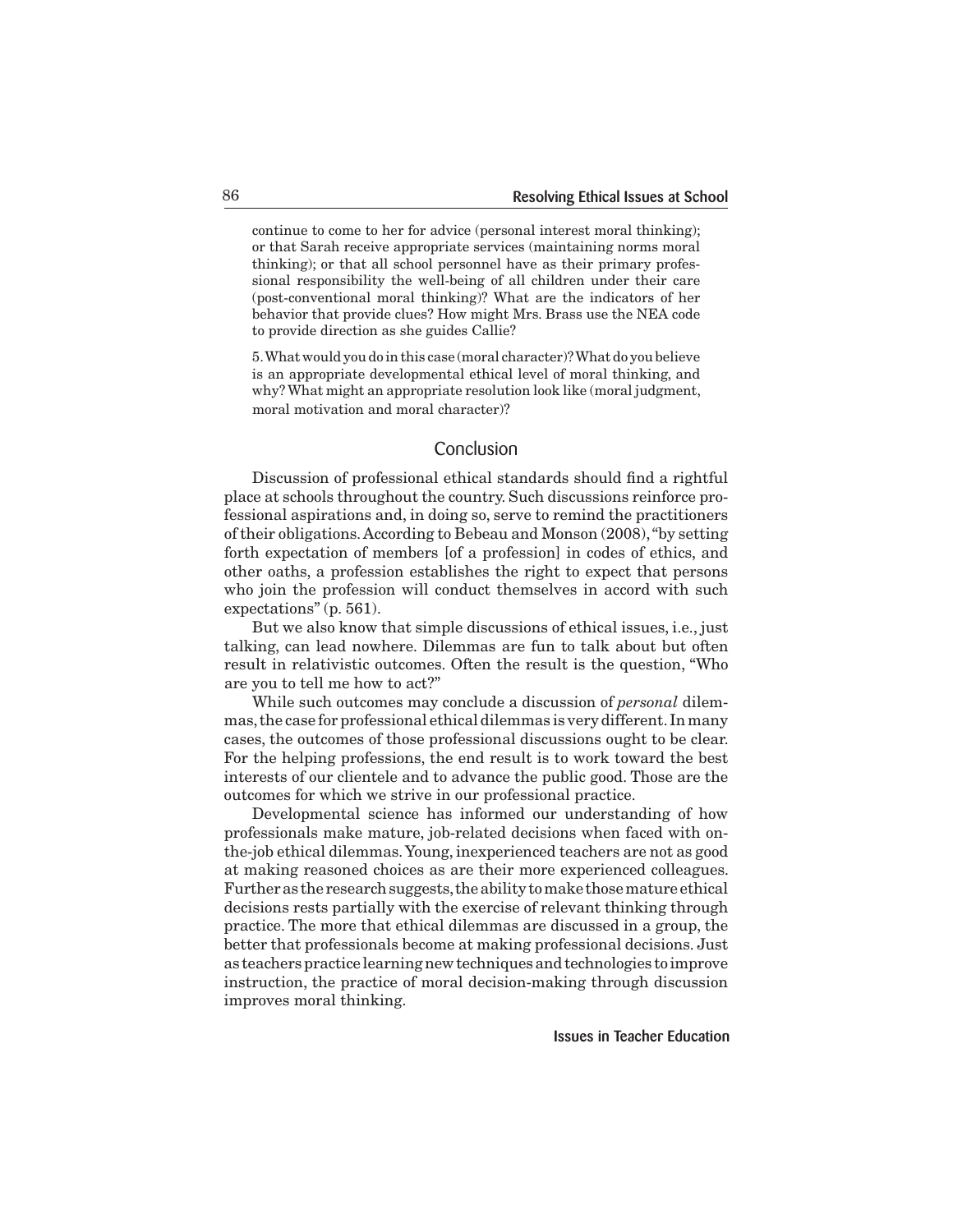continue to come to her for advice (personal interest moral thinking); or that Sarah receive appropriate services (maintaining norms moral thinking); or that all school personnel have as their primary professional responsibility the well-being of all children under their care (post-conventional moral thinking)? What are the indicators of her behavior that provide clues? How might Mrs. Brass use the NEA code to provide direction as she guides Callie?

5. What would you do in this case (moral character)? What do you believe is an appropriate developmental ethical level of moral thinking, and why? What might an appropriate resolution look like (moral judgment, moral motivation and moral character)?

## Conclusion

Discussion of professional ethical standards should find a rightful place at schools throughout the country. Such discussions reinforce professional aspirations and, in doing so, serve to remind the practitioners of their obligations. According to Bebeau and Monson (2008), "by setting forth expectation of members [of a profession] in codes of ethics, and other oaths, a profession establishes the right to expect that persons who join the profession will conduct themselves in accord with such expectations" (p. 561).

But we also know that simple discussions of ethical issues, i.e., just talking, can lead nowhere. Dilemmas are fun to talk about but often result in relativistic outcomes. Often the result is the question, "Who are you to tell me how to act?"

While such outcomes may conclude a discussion of *personal* dilemmas, the case for professional ethical dilemmas is very different. In many cases, the outcomes of those professional discussions ought to be clear. For the helping professions, the end result is to work toward the best interests of our clientele and to advance the public good. Those are the outcomes for which we strive in our professional practice.

Developmental science has informed our understanding of how professionals make mature, job-related decisions when faced with on-the-job ethical dilemmas. Young, inexperienced teachers are not as good at making reasoned choices as are their more experienced colleagues. Further as the research suggests, the ability to make those mature ethical decisions rests partially with the exercise of relevant thinking through practice. The more that ethical dilemmas are discussed in a group, the better that professionals become at making professional decisions. Just as teachers practice learning new techniques and technologies to improve instruction, the practice of moral decision-making through discussion improves moral thinking.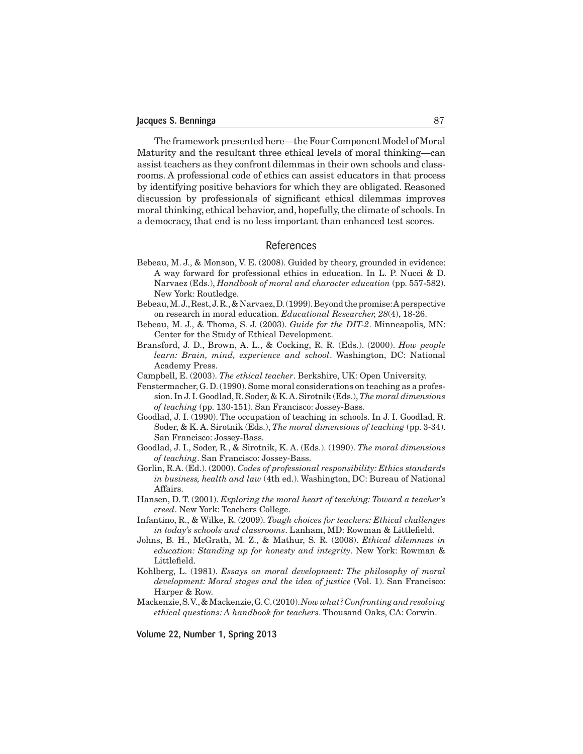The framework presented here—the Four Component Model of Moral Maturity and the resultant three ethical levels of moral thinking—can assist teachers as they confront dilemmas in their own schools and classrooms. A professional code of ethics can assist educators in that process by identifying positive behaviors for which they are obligated. Reasoned discussion by professionals of significant ethical dilemmas improves moral thinking, ethical behavior, and, hopefully, the climate of schools. In a democracy, that end is no less important than enhanced test scores.

## References

Bebeau, M. J., & Monson, V. E. (2008). Guided by theory, grounded in evidence: A way forward for professional ethics in education. In L. P. Nucci & D. Narvaez (Eds.), *Handbook of moral and character education* (pp. 557-582). New York: Routledge.

Bebeau, M. J., Rest, J. R., & Narvaez, D. (1999). Beyond the promise: A perspective on research in moral education. *Educational Researcher, 28*(4), 18-26.

Bebeau, M. J., & Thoma, S. J. (2003). *Guide for the DIT-2*. Minneapolis, MN: Center for the Study of Ethical Development.

Bransford, J. D., Brown, A. L., & Cocking, R. R. (Eds.). (2000). *How people learn: Brain, mind, experience and school*. Washington, DC: National Academy Press.

Campbell, E. (2003). *The ethical teacher*. Berkshire, UK: Open University.

Fenstermacher, G. D. (1990). Some moral considerations on teaching as a profession. In J. I. Goodlad, R. Soder, & K. A. Sirotnik (Eds.), *The moral dimensions of teaching* (pp. 130-151). San Francisco: Jossey-Bass.

Goodlad, J. I. (1990). The occupation of teaching in schools. In J. I. Goodlad, R. Soder, & K. A. Sirotnik (Eds.), *The moral dimensions of teaching* (pp. 3-34). San Francisco: Jossey-Bass.

Goodlad, J. I., Soder, R., & Sirotnik, K. A. (Eds.). (1990). *The moral dimensions of teaching*. San Francisco: Jossey-Bass.

Gorlin, R.A. (Ed.). (2000). *Codes of professional responsibility: Ethics standards in business, health and law* (4th ed.). Washington, DC: Bureau of National Affairs.

Hansen, D. T. (2001). *Exploring the moral heart of teaching: Toward a teacher's creed*. New York: Teachers College.

Infantino, R., & Wilke, R. (2009). *Tough choices for teachers: Ethical challenges in today's schools and classrooms*. Lanham, MD: Rowman & Littlefield.

Johns, B. H., McGrath, M. Z., & Mathur, S. R. (2008). *Ethical dilemmas in education: Standing up for honesty and integrity*. New York: Rowman & Littlefield.

Kohlberg, L. (1981). *Essays on moral development: The philosophy of moral development: Moral stages and the idea of justice* (Vol. 1). San Francisco: Harper & Row.

Mackenzie, S. V., & Mackenzie, G. C. (2010). *Now what? Confronting and resolving ethical questions: A handbook for teachers*. Thousand Oaks, CA: Corwin.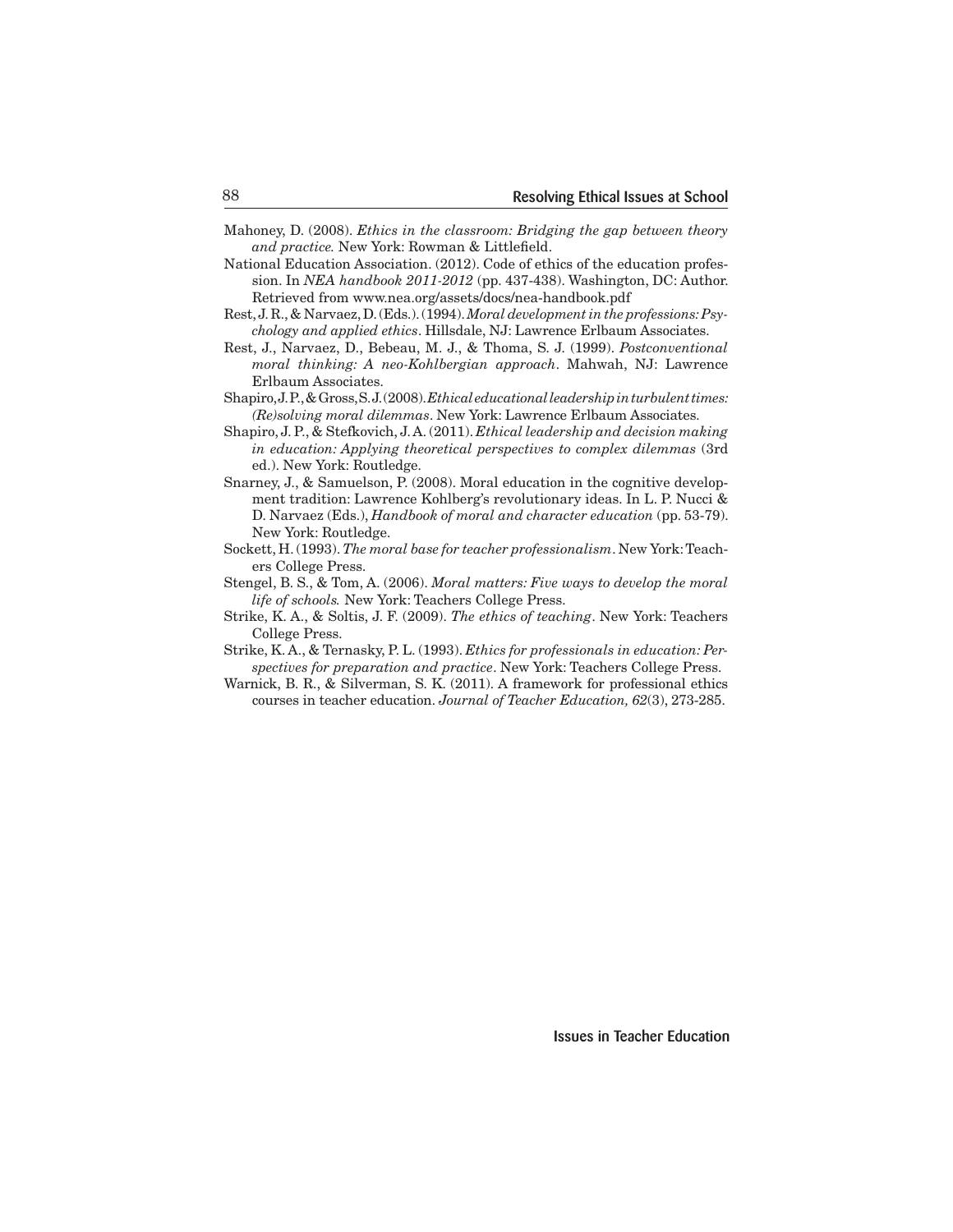Mahoney, D. (2008). *Ethics in the classroom: Bridging the gap between theory and practice.* New York: Rowman & Littlefield.

National Education Association. (2012). Code of ethics of the education profession. In *NEA handbook 2011-2012* (pp. 437-438). Washington, DC: Author. Retrieved from www.nea.org/assets/docs/nea-handbook.pdf

Rest, J. R., & Narvaez, D. (Eds.). (1994). *Moral development in the professions: Psychology and applied ethics*. Hillsdale, NJ: Lawrence Erlbaum Associates.

Rest, J., Narvaez, D., Bebeau, M. J., & Thoma, S. J. (1999). *Postconventional moral thinking: A neo-Kohlbergian approach*. Mahwah, NJ: Lawrence Erlbaum Associates.

Shapiro, J. P., & Gross, S. J. (2008). *Ethical educational leadership in turbulent times: (Re)solving moral dilemmas*. New York: Lawrence Erlbaum Associates.

Shapiro, J. P., & Stefkovich, J. A. (2011). *Ethical leadership and decision making in education: Applying theoretical perspectives to complex dilemmas* (3rd ed.). New York: Routledge.

Snarney, J., & Samuelson, P. (2008). Moral education in the cognitive development tradition: Lawrence Kohlberg's revolutionary ideas. In L. P. Nucci & D. Narvaez (Eds.), *Handbook of moral and character education* (pp. 53-79). New York: Routledge.

Sockett, H. (1993). *The moral base for teacher professionalism*. New York: Teachers College Press.

Stengel, B. S., & Tom, A. (2006). *Moral matters: Five ways to develop the moral life of schools.* New York: Teachers College Press.

Strike, K. A., & Soltis, J. F. (2009). *The ethics of teaching*. New York: Teachers College Press.

Strike, K. A., & Ternasky, P. L. (1993). *Ethics for professionals in education: Perspectives for preparation and practice*. New York: Teachers College Press.

Warnick, B. R., & Silverman, S. K. (2011). A framework for professional ethics courses in teacher education. *Journal of Teacher Education, 62*(3), 273-285.